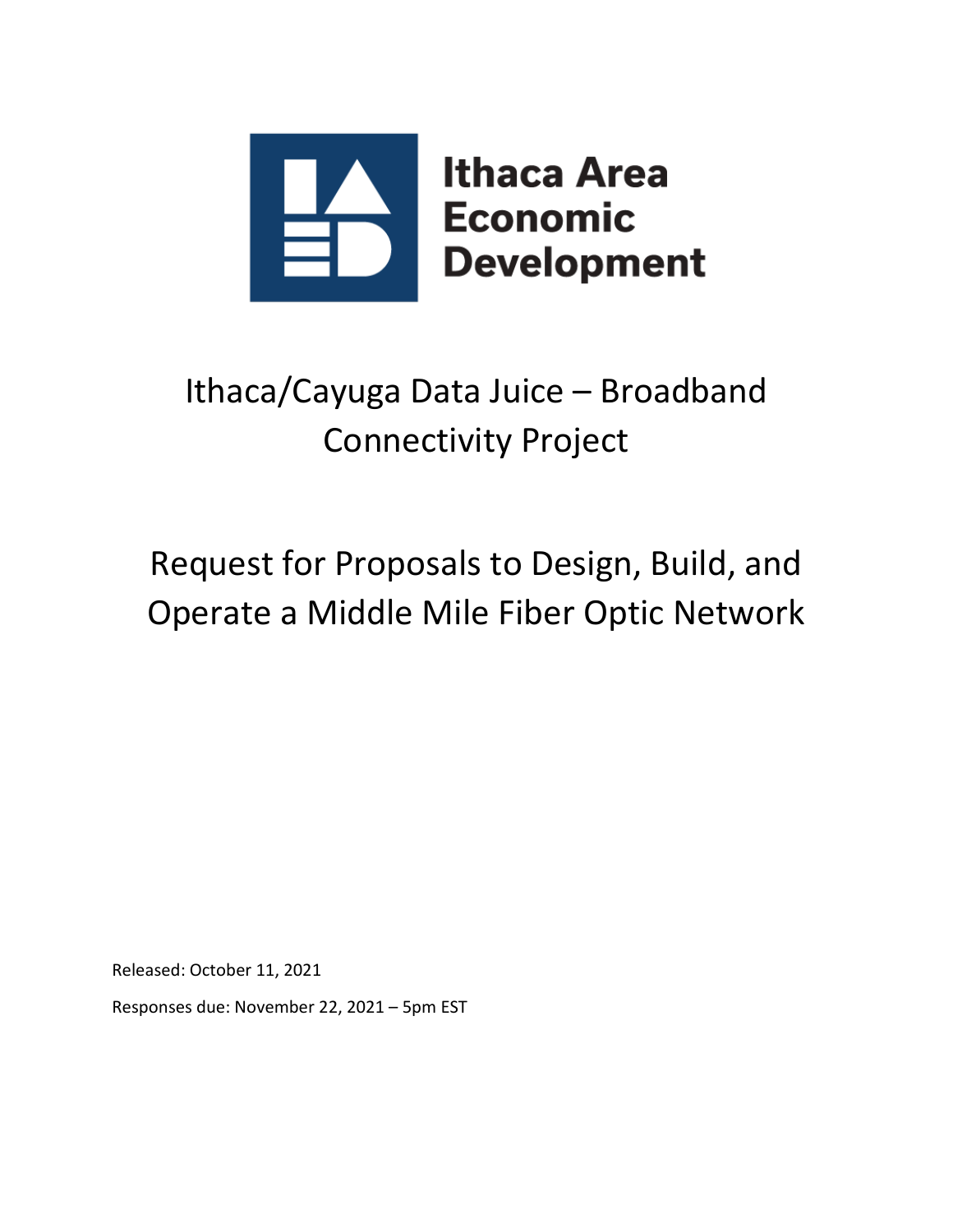Ithaca Area Economic Development

# Ithaca/Cayuga Data Juice – Broadband Connectivity Project

# Request for Proposals to Design, Build, and Operate a Middle Mile Fiber Optic Network

Released: October 11, 2021

Responses due: November 22, 2021 – 5pm EST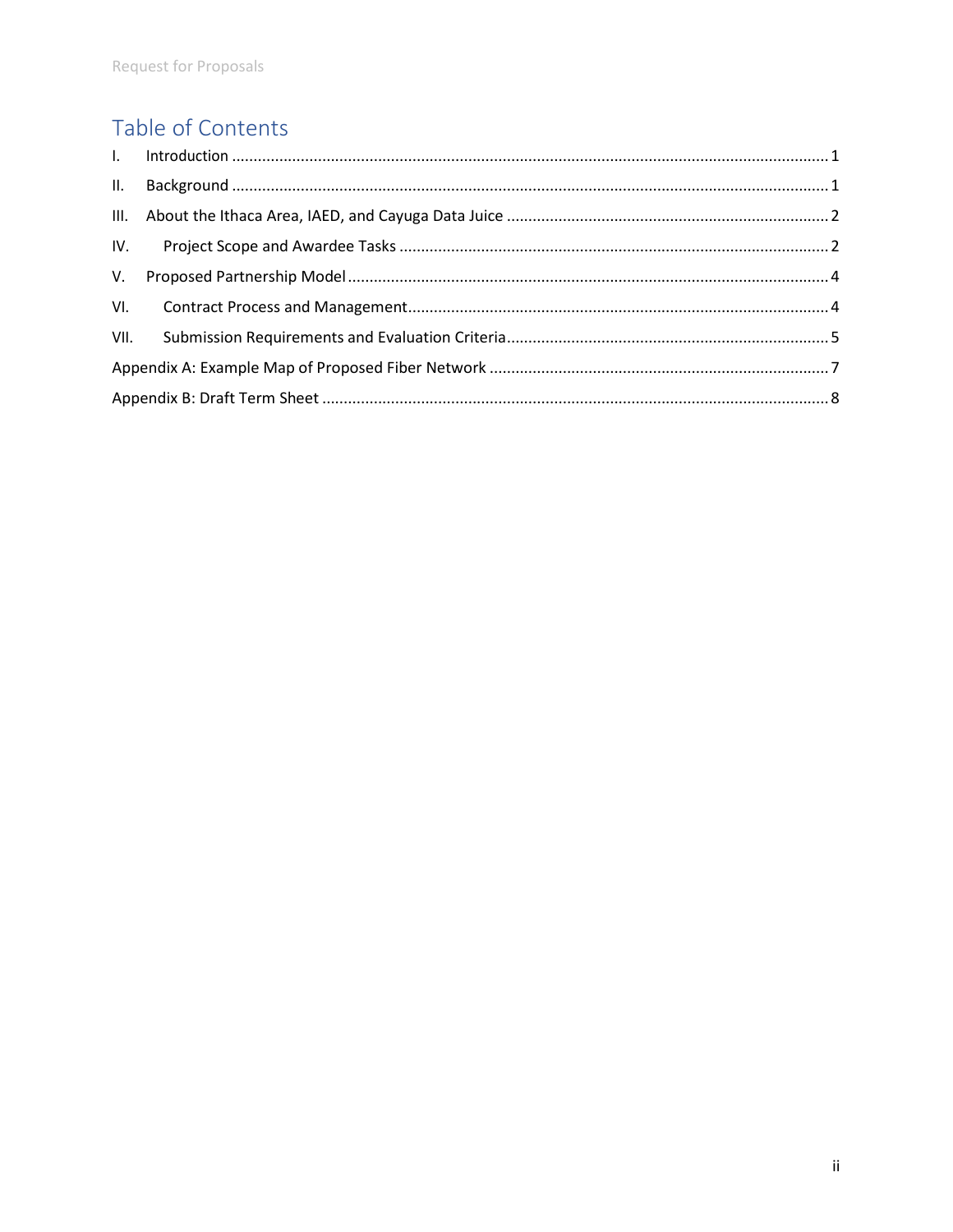# Table of Contents

I. Introduction ........................................................................................................ 1

II. Background ........................................................................................................ 1

III. About the Ithaca Area, IAED, and Cayuga Data Juice ........................................... 2

IV. Project Scope and Awardee Tasks ...................................................................... 2

V. Proposed Partnership Model ................................................................................ 4

VI. Contract Process and Management .................................................................... 4

VII. Submission Requirements and Evaluation Criteria ............................................ 5

Appendix A: Example Map of Proposed Fiber Network .......................................... 7

Appendix B: Draft Term Sheet ................................................................................ 8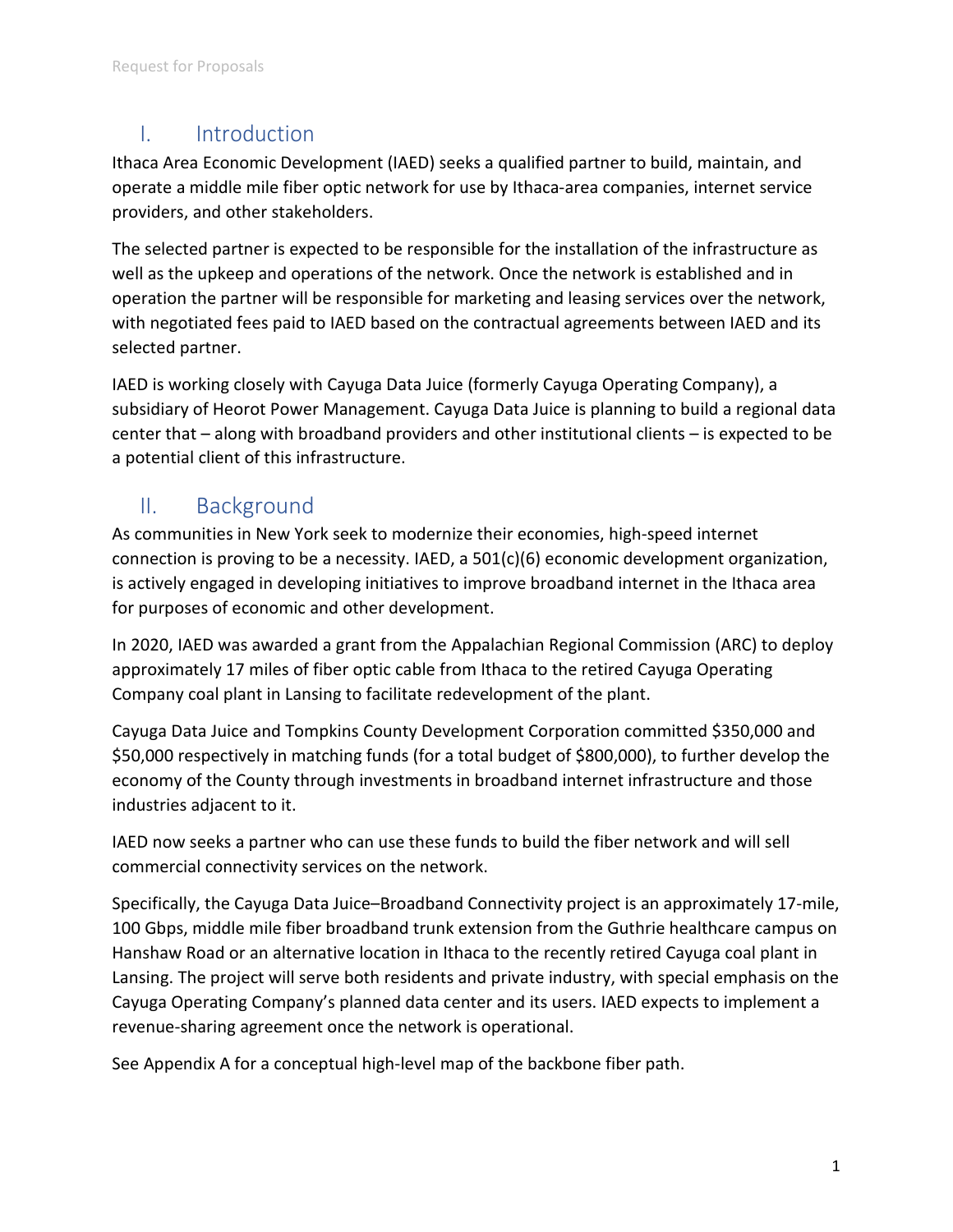## I. Introduction

Ithaca Area Economic Development (IAED) seeks a qualified partner to build, maintain, and operate a middle mile fiber optic network for use by Ithaca-area companies, internet service providers, and other stakeholders.

The selected partner is expected to be responsible for the installation of the infrastructure as well as the upkeep and operations of the network. Once the network is established and in operation the partner will be responsible for marketing and leasing services over the network, with negotiated fees paid to IAED based on the contractual agreements between IAED and its selected partner.

IAED is working closely with Cayuga Data Juice (formerly Cayuga Operating Company), a subsidiary of Heorot Power Management. Cayuga Data Juice is planning to build a regional data center that – along with broadband providers and other institutional clients – is expected to be a potential client of this infrastructure.

## II. Background

As communities in New York seek to modernize their economies, high-speed internet connection is proving to be a necessity. IAED, a 501(c)(6) economic development organization, is actively engaged in developing initiatives to improve broadband internet in the Ithaca area for purposes of economic and other development.

In 2020, IAED was awarded a grant from the Appalachian Regional Commission (ARC) to deploy approximately 17 miles of fiber optic cable from Ithaca to the retired Cayuga Operating Company coal plant in Lansing to facilitate redevelopment of the plant.

Cayuga Data Juice and Tompkins County Development Corporation committed $350,000 and $50,000 respectively in matching funds (for a total budget of $800,000), to further develop the economy of the County through investments in broadband internet infrastructure and those industries adjacent to it.

IAED now seeks a partner who can use these funds to build the fiber network and will sell commercial connectivity services on the network.

Specifically, the Cayuga Data Juice–Broadband Connectivity project is an approximately 17-mile, 100 Gbps, middle mile fiber broadband trunk extension from the Guthrie healthcare campus on Hanshaw Road or an alternative location in Ithaca to the recently retired Cayuga coal plant in Lansing. The project will serve both residents and private industry, with special emphasis on the Cayuga Operating Company's planned data center and its users. IAED expects to implement a revenue-sharing agreement once the network is operational.

See Appendix A for a conceptual high-level map of the backbone fiber path.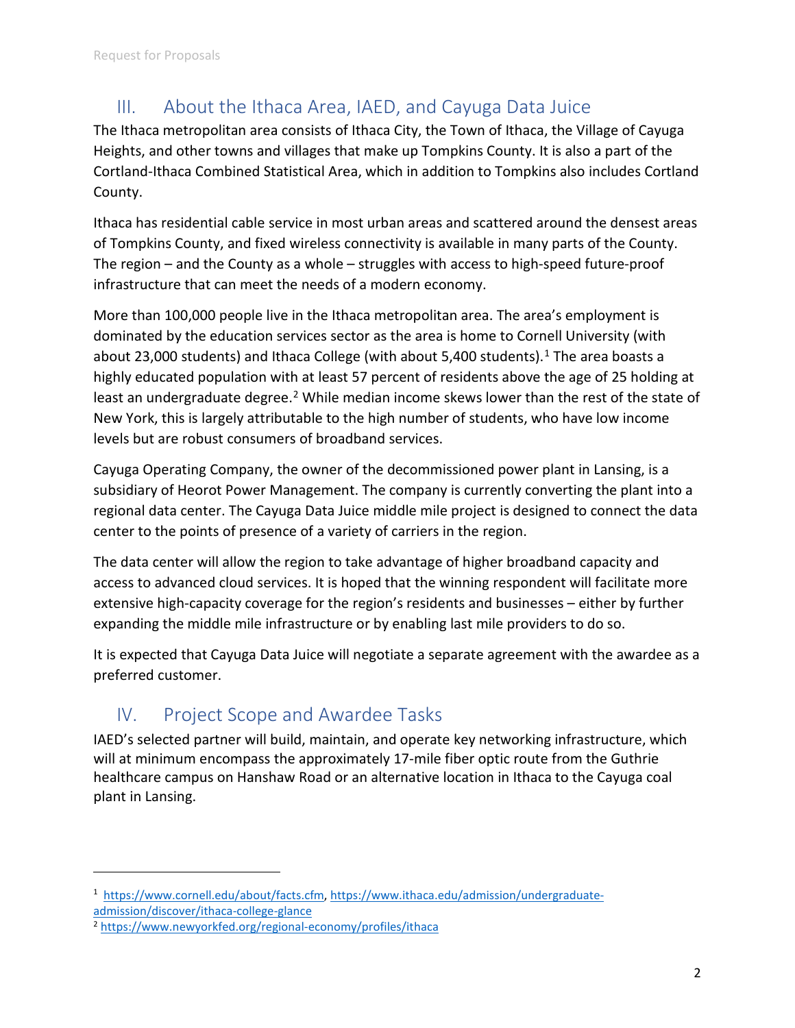## III. About the Ithaca Area, IAED, and Cayuga Data Juice

The Ithaca metropolitan area consists of Ithaca City, the Town of Ithaca, the Village of Cayuga Heights, and other towns and villages that make up Tompkins County. It is also a part of the Cortland-Ithaca Combined Statistical Area, which in addition to Tompkins also includes Cortland County.

Ithaca has residential cable service in most urban areas and scattered around the densest areas of Tompkins County, and fixed wireless connectivity is available in many parts of the County. The region – and the County as a whole – struggles with access to high-speed future-proof infrastructure that can meet the needs of a modern economy.

More than 100,000 people live in the Ithaca metropolitan area. The area's employment is dominated by the education services sector as the area is home to Cornell University (with about 23,000 students) and Ithaca College (with about 5,400 students).[1] The area boasts a highly educated population with at least 57 percent of residents above the age of 25 holding at least an undergraduate degree.[2] While median income skews lower than the rest of the state of New York, this is largely attributable to the high number of students, who have low income levels but are robust consumers of broadband services.

Cayuga Operating Company, the owner of the decommissioned power plant in Lansing, is a subsidiary of Heorot Power Management. The company is currently converting the plant into a regional data center. The Cayuga Data Juice middle mile project is designed to connect the data center to the points of presence of a variety of carriers in the region.

The data center will allow the region to take advantage of higher broadband capacity and access to advanced cloud services. It is hoped that the winning respondent will facilitate more extensive high-capacity coverage for the region's residents and businesses – either by further expanding the middle mile infrastructure or by enabling last mile providers to do so.

It is expected that Cayuga Data Juice will negotiate a separate agreement with the awardee as a preferred customer.

## IV. Project Scope and Awardee Tasks

IAED's selected partner will build, maintain, and operate key networking infrastructure, which will at minimum encompass the approximately 17-mile fiber optic route from the Guthrie healthcare campus on Hanshaw Road or an alternative location in Ithaca to the Cayuga coal plant in Lansing.

---

[1] https://www.cornell.edu/about/facts.cfm, https://www.ithaca.edu/admission/undergraduate-admission/discover/ithaca-college-glance

[2] https://www.newyorkfed.org/regional-economy/profiles/ithaca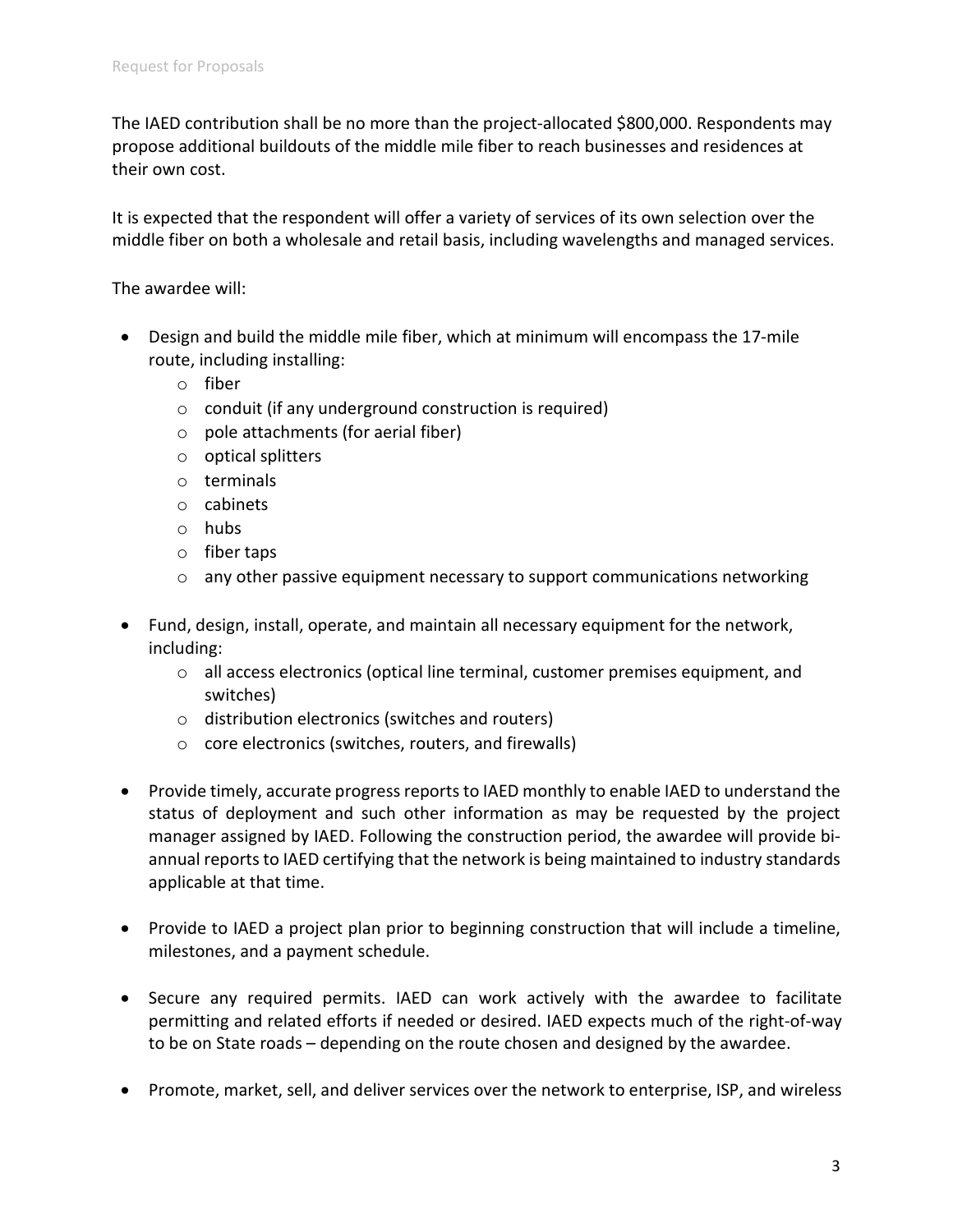The IAED contribution shall be no more than the project-allocated $800,000. Respondents may propose additional buildouts of the middle mile fiber to reach businesses and residences at their own cost.

It is expected that the respondent will offer a variety of services of its own selection over the middle fiber on both a wholesale and retail basis, including wavelengths and managed services.

The awardee will:

- Design and build the middle mile fiber, which at minimum will encompass the 17-mile route, including installing:
  - fiber
  - conduit (if any underground construction is required)
  - pole attachments (for aerial fiber)
  - optical splitters
  - terminals
  - cabinets
  - hubs
  - fiber taps
  - any other passive equipment necessary to support communications networking

- Fund, design, install, operate, and maintain all necessary equipment for the network, including:
  - all access electronics (optical line terminal, customer premises equipment, and switches)
  - distribution electronics (switches and routers)
  - core electronics (switches, routers, and firewalls)

- Provide timely, accurate progress reports to IAED monthly to enable IAED to understand the status of deployment and such other information as may be requested by the project manager assigned by IAED. Following the construction period, the awardee will provide bi-annual reports to IAED certifying that the network is being maintained to industry standards applicable at that time.

- Provide to IAED a project plan prior to beginning construction that will include a timeline, milestones, and a payment schedule.

- Secure any required permits. IAED can work actively with the awardee to facilitate permitting and related efforts if needed or desired. IAED expects much of the right-of-way to be on State roads – depending on the route chosen and designed by the awardee.

- Promote, market, sell, and deliver services over the network to enterprise, ISP, and wireless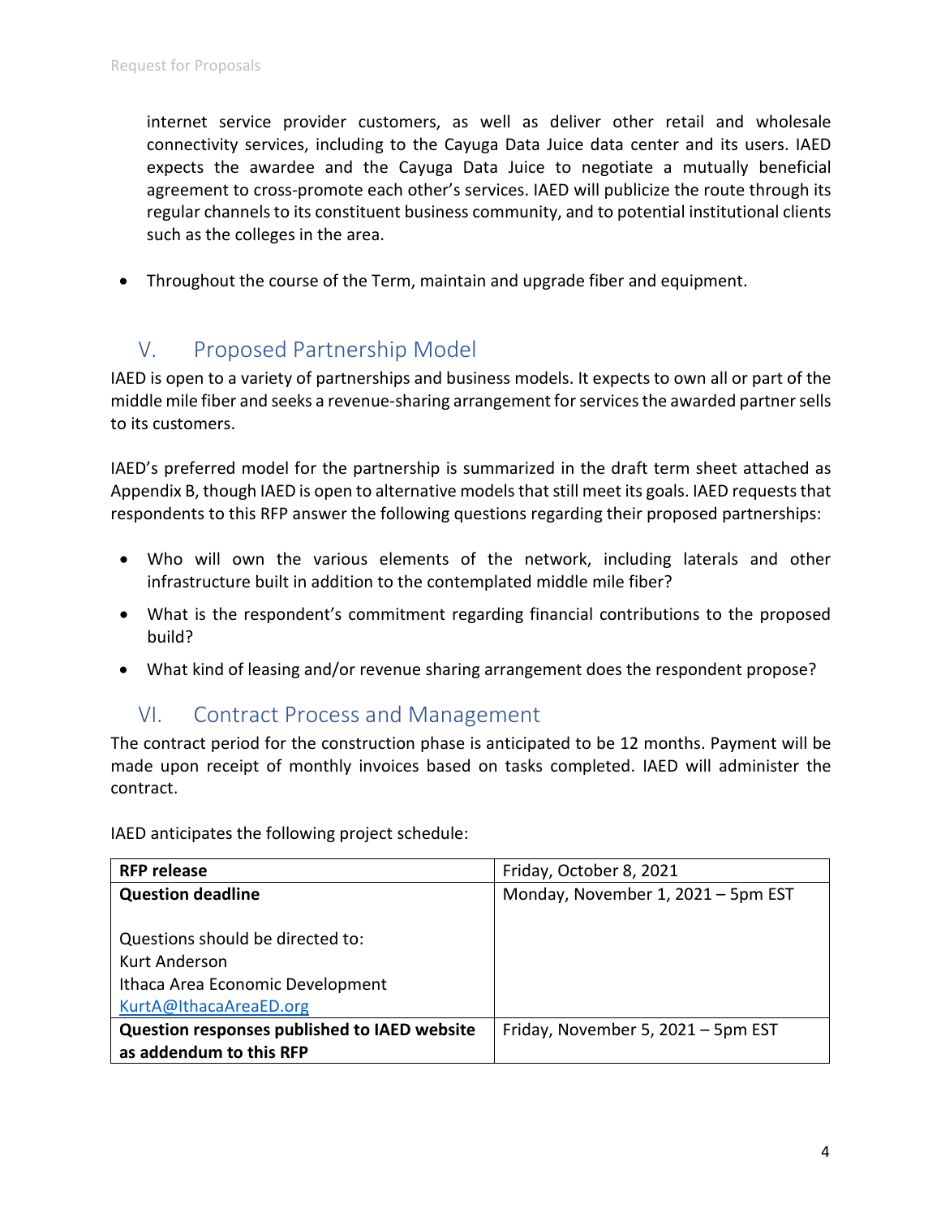internet service provider customers, as well as deliver other retail and wholesale connectivity services, including to the Cayuga Data Juice data center and its users. IAED expects the awardee and the Cayuga Data Juice to negotiate a mutually beneficial agreement to cross-promote each other's services. IAED will publicize the route through its regular channels to its constituent business community, and to potential institutional clients such as the colleges in the area.

- Throughout the course of the Term, maintain and upgrade fiber and equipment.

## V. Proposed Partnership Model

IAED is open to a variety of partnerships and business models. It expects to own all or part of the middle mile fiber and seeks a revenue-sharing arrangement for services the awarded partner sells to its customers.

IAED's preferred model for the partnership is summarized in the draft term sheet attached as Appendix B, though IAED is open to alternative models that still meet its goals. IAED requests that respondents to this RFP answer the following questions regarding their proposed partnerships:

- Who will own the various elements of the network, including laterals and other infrastructure built in addition to the contemplated middle mile fiber?
- What is the respondent's commitment regarding financial contributions to the proposed build?
- What kind of leasing and/or revenue sharing arrangement does the respondent propose?

## VI. Contract Process and Management

The contract period for the construction phase is anticipated to be 12 months. Payment will be made upon receipt of monthly invoices based on tasks completed. IAED will administer the contract.

IAED anticipates the following project schedule:

| **RFP release** | Friday, October 8, 2021 |
|---|---|
| **Question deadline**<br><br>Questions should be directed to:<br>Kurt Anderson<br>Ithaca Area Economic Development<br>KurtA@IthacaAreaED.org | Monday, November 1, 2021 – 5pm EST |
| **Question responses published to IAED website as addendum to this RFP** | Friday, November 5, 2021 – 5pm EST |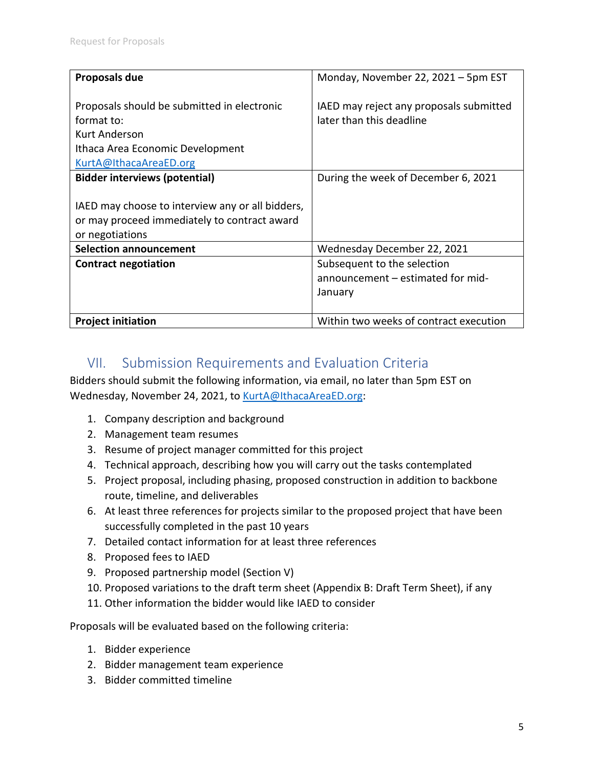| **Proposals due**<br><br>Proposals should be submitted in electronic format to:<br>Kurt Anderson<br>Ithaca Area Economic Development<br>KurtA@IthacaAreaED.org | Monday, November 22, 2021 – 5pm EST<br><br>IAED may reject any proposals submitted later than this deadline |
|---|---|
| **Bidder interviews (potential)**<br><br>IAED may choose to interview any or all bidders, or may proceed immediately to contract award or negotiations | During the week of December 6, 2021 |
| **Selection announcement** | Wednesday December 22, 2021 |
| **Contract negotiation** | Subsequent to the selection announcement – estimated for mid-January |
| **Project initiation** | Within two weeks of contract execution |

## VII. Submission Requirements and Evaluation Criteria

Bidders should submit the following information, via email, no later than 5pm EST on Wednesday, November 24, 2021, to KurtA@IthacaAreaED.org:

1. Company description and background
2. Management team resumes
3. Resume of project manager committed for this project
4. Technical approach, describing how you will carry out the tasks contemplated
5. Project proposal, including phasing, proposed construction in addition to backbone route, timeline, and deliverables
6. At least three references for projects similar to the proposed project that have been successfully completed in the past 10 years
7. Detailed contact information for at least three references
8. Proposed fees to IAED
9. Proposed partnership model (Section V)
10. Proposed variations to the draft term sheet (Appendix B: Draft Term Sheet), if any
11. Other information the bidder would like IAED to consider

Proposals will be evaluated based on the following criteria:

1. Bidder experience
2. Bidder management team experience
3. Bidder committed timeline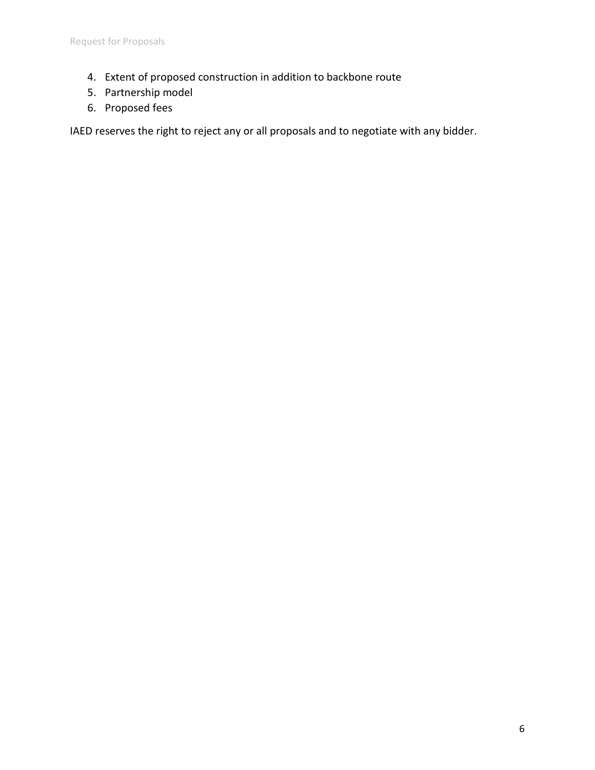4. Extent of proposed construction in addition to backbone route
5. Partnership model
6. Proposed fees

IAED reserves the right to reject any or all proposals and to negotiate with any bidder.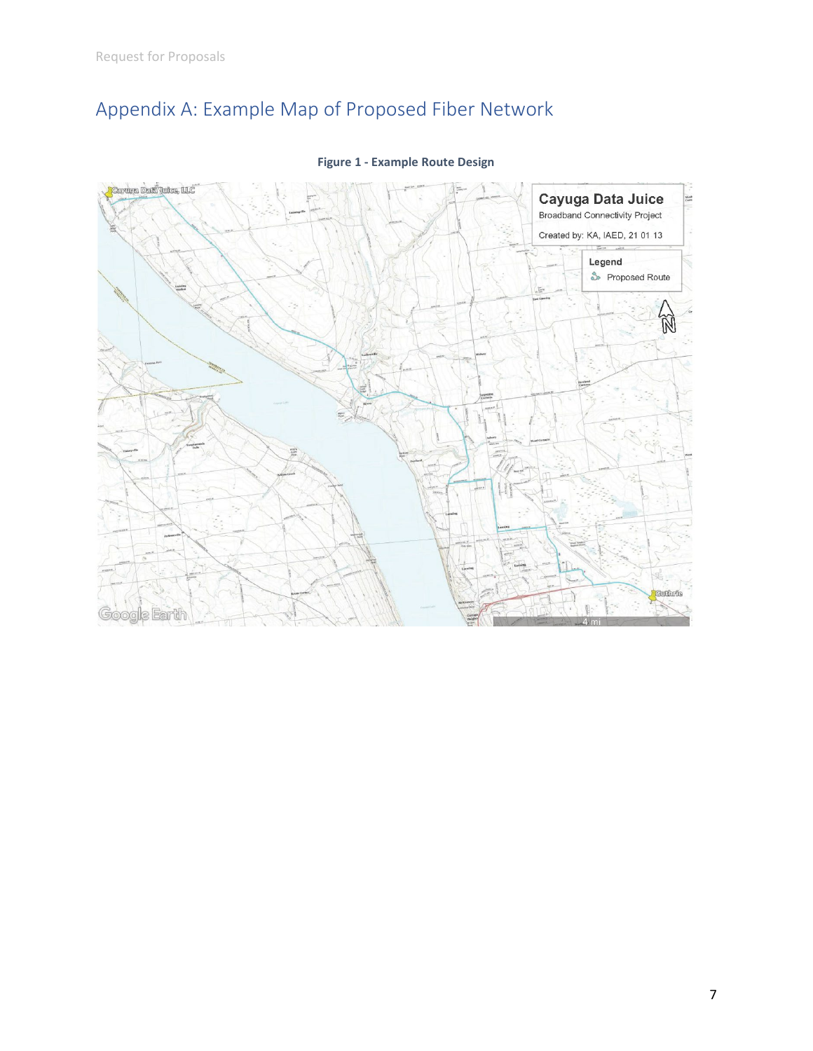# Appendix A: Example Map of Proposed Fiber Network

**Figure 1 - Example Route Design**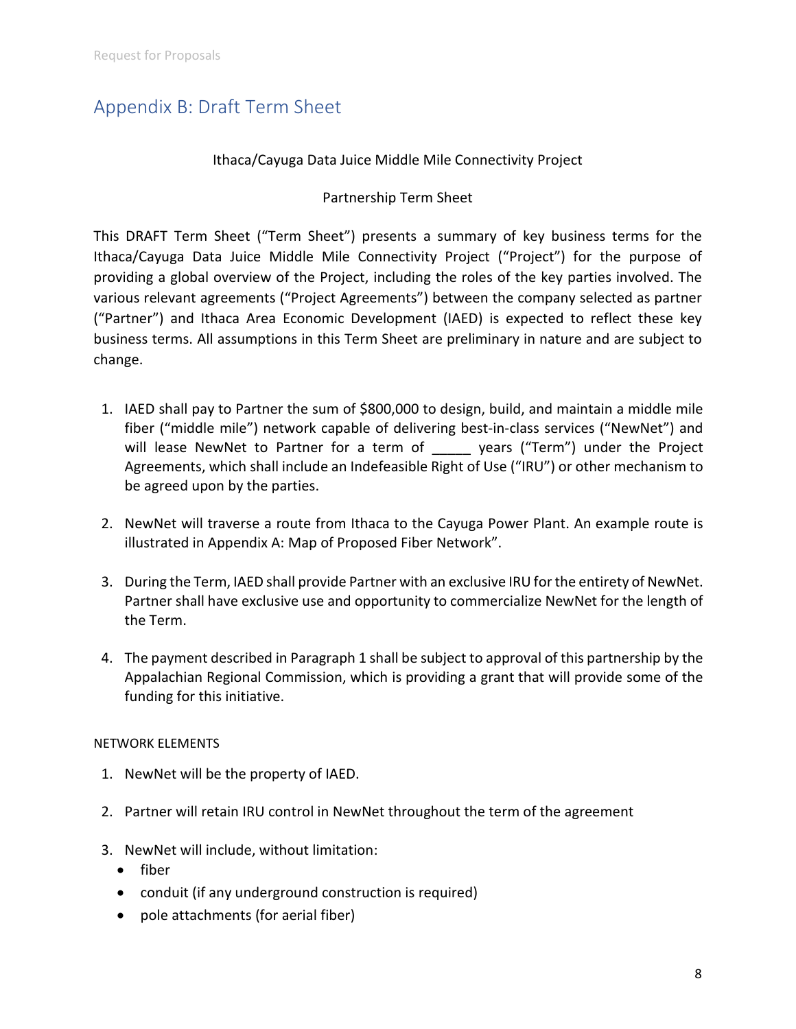## Appendix B: Draft Term Sheet

Ithaca/Cayuga Data Juice Middle Mile Connectivity Project

Partnership Term Sheet

This DRAFT Term Sheet ("Term Sheet") presents a summary of key business terms for the Ithaca/Cayuga Data Juice Middle Mile Connectivity Project ("Project") for the purpose of providing a global overview of the Project, including the roles of the key parties involved. The various relevant agreements ("Project Agreements") between the company selected as partner ("Partner") and Ithaca Area Economic Development (IAED) is expected to reflect these key business terms. All assumptions in this Term Sheet are preliminary in nature and are subject to change.

1. IAED shall pay to Partner the sum of $800,000 to design, build, and maintain a middle mile fiber ("middle mile") network capable of delivering best-in-class services ("NewNet") and will lease NewNet to Partner for a term of _____ years ("Term") under the Project Agreements, which shall include an Indefeasible Right of Use ("IRU") or other mechanism to be agreed upon by the parties.

2. NewNet will traverse a route from Ithaca to the Cayuga Power Plant. An example route is illustrated in Appendix A: Map of Proposed Fiber Network".

3. During the Term, IAED shall provide Partner with an exclusive IRU for the entirety of NewNet. Partner shall have exclusive use and opportunity to commercialize NewNet for the length of the Term.

4. The payment described in Paragraph 1 shall be subject to approval of this partnership by the Appalachian Regional Commission, which is providing a grant that will provide some of the funding for this initiative.

NETWORK ELEMENTS

1. NewNet will be the property of IAED.

2. Partner will retain IRU control in NewNet throughout the term of the agreement

3. NewNet will include, without limitation:
   - fiber
   - conduit (if any underground construction is required)
   - pole attachments (for aerial fiber)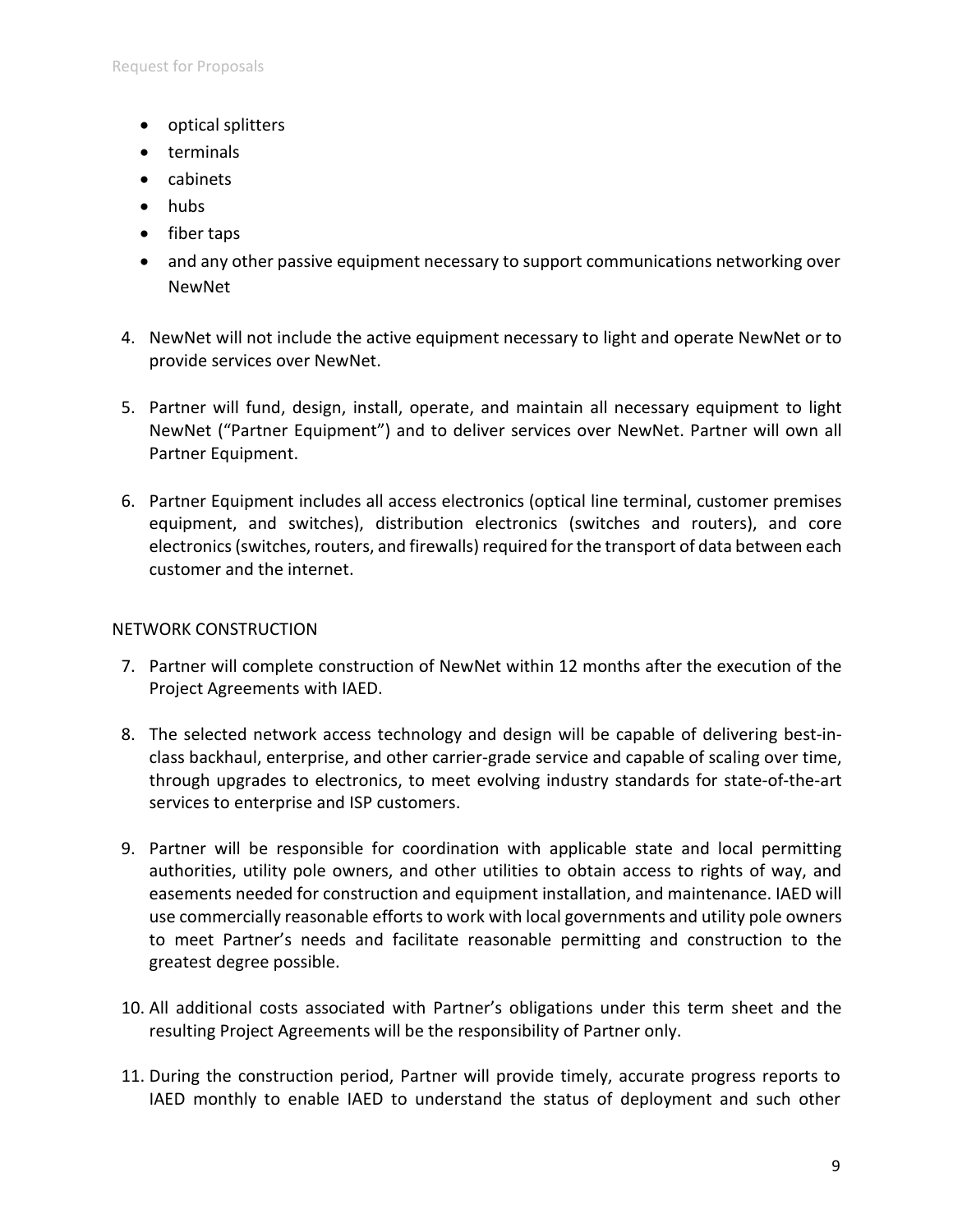- optical splitters
- terminals
- cabinets
- hubs
- fiber taps
- and any other passive equipment necessary to support communications networking over NewNet

4. NewNet will not include the active equipment necessary to light and operate NewNet or to provide services over NewNet.

5. Partner will fund, design, install, operate, and maintain all necessary equipment to light NewNet ("Partner Equipment") and to deliver services over NewNet. Partner will own all Partner Equipment.

6. Partner Equipment includes all access electronics (optical line terminal, customer premises equipment, and switches), distribution electronics (switches and routers), and core electronics (switches, routers, and firewalls) required for the transport of data between each customer and the internet.

NETWORK CONSTRUCTION

7. Partner will complete construction of NewNet within 12 months after the execution of the Project Agreements with IAED.

8. The selected network access technology and design will be capable of delivering best-in-class backhaul, enterprise, and other carrier-grade service and capable of scaling over time, through upgrades to electronics, to meet evolving industry standards for state-of-the-art services to enterprise and ISP customers.

9. Partner will be responsible for coordination with applicable state and local permitting authorities, utility pole owners, and other utilities to obtain access to rights of way, and easements needed for construction and equipment installation, and maintenance. IAED will use commercially reasonable efforts to work with local governments and utility pole owners to meet Partner's needs and facilitate reasonable permitting and construction to the greatest degree possible.

10. All additional costs associated with Partner's obligations under this term sheet and the resulting Project Agreements will be the responsibility of Partner only.

11. During the construction period, Partner will provide timely, accurate progress reports to IAED monthly to enable IAED to understand the status of deployment and such other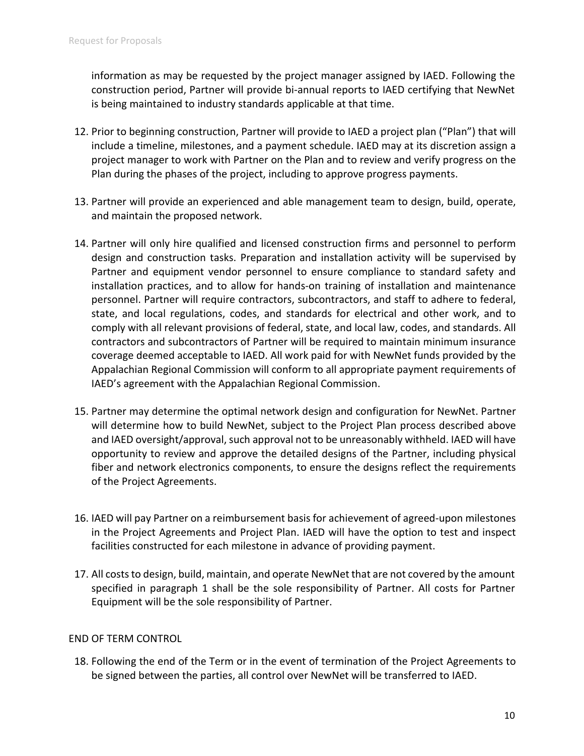information as may be requested by the project manager assigned by IAED. Following the construction period, Partner will provide bi-annual reports to IAED certifying that NewNet is being maintained to industry standards applicable at that time.

12. Prior to beginning construction, Partner will provide to IAED a project plan ("Plan") that will include a timeline, milestones, and a payment schedule. IAED may at its discretion assign a project manager to work with Partner on the Plan and to review and verify progress on the Plan during the phases of the project, including to approve progress payments.

13. Partner will provide an experienced and able management team to design, build, operate, and maintain the proposed network.

14. Partner will only hire qualified and licensed construction firms and personnel to perform design and construction tasks. Preparation and installation activity will be supervised by Partner and equipment vendor personnel to ensure compliance to standard safety and installation practices, and to allow for hands-on training of installation and maintenance personnel. Partner will require contractors, subcontractors, and staff to adhere to federal, state, and local regulations, codes, and standards for electrical and other work, and to comply with all relevant provisions of federal, state, and local law, codes, and standards. All contractors and subcontractors of Partner will be required to maintain minimum insurance coverage deemed acceptable to IAED. All work paid for with NewNet funds provided by the Appalachian Regional Commission will conform to all appropriate payment requirements of IAED's agreement with the Appalachian Regional Commission.

15. Partner may determine the optimal network design and configuration for NewNet. Partner will determine how to build NewNet, subject to the Project Plan process described above and IAED oversight/approval, such approval not to be unreasonably withheld. IAED will have opportunity to review and approve the detailed designs of the Partner, including physical fiber and network electronics components, to ensure the designs reflect the requirements of the Project Agreements.

16. IAED will pay Partner on a reimbursement basis for achievement of agreed-upon milestones in the Project Agreements and Project Plan. IAED will have the option to test and inspect facilities constructed for each milestone in advance of providing payment.

17. All costs to design, build, maintain, and operate NewNet that are not covered by the amount specified in paragraph 1 shall be the sole responsibility of Partner. All costs for Partner Equipment will be the sole responsibility of Partner.

END OF TERM CONTROL

18. Following the end of the Term or in the event of termination of the Project Agreements to be signed between the parties, all control over NewNet will be transferred to IAED.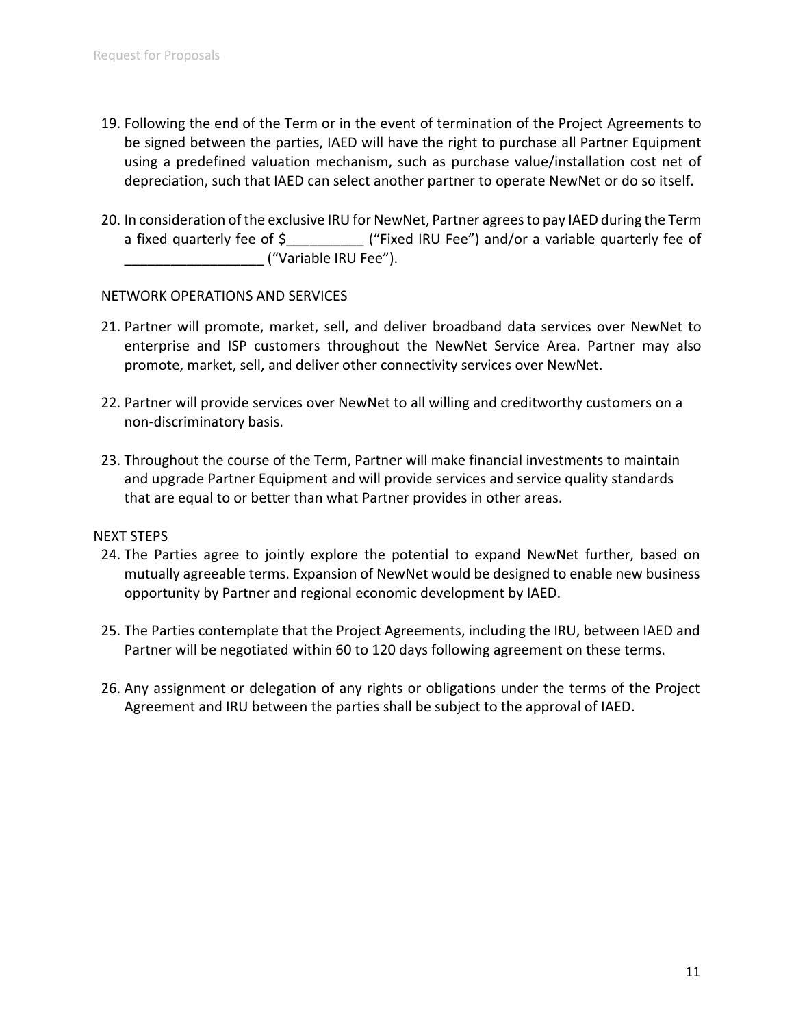19. Following the end of the Term or in the event of termination of the Project Agreements to be signed between the parties, IAED will have the right to purchase all Partner Equipment using a predefined valuation mechanism, such as purchase value/installation cost net of depreciation, such that IAED can select another partner to operate NewNet or do so itself.

20. In consideration of the exclusive IRU for NewNet, Partner agrees to pay IAED during the Term a fixed quarterly fee of $__________ ("Fixed IRU Fee") and/or a variable quarterly fee of __________________ ("Variable IRU Fee").

NETWORK OPERATIONS AND SERVICES

21. Partner will promote, market, sell, and deliver broadband data services over NewNet to enterprise and ISP customers throughout the NewNet Service Area. Partner may also promote, market, sell, and deliver other connectivity services over NewNet.

22. Partner will provide services over NewNet to all willing and creditworthy customers on a non-discriminatory basis.

23. Throughout the course of the Term, Partner will make financial investments to maintain and upgrade Partner Equipment and will provide services and service quality standards that are equal to or better than what Partner provides in other areas.

NEXT STEPS

24. The Parties agree to jointly explore the potential to expand NewNet further, based on mutually agreeable terms. Expansion of NewNet would be designed to enable new business opportunity by Partner and regional economic development by IAED.

25. The Parties contemplate that the Project Agreements, including the IRU, between IAED and Partner will be negotiated within 60 to 120 days following agreement on these terms.

26. Any assignment or delegation of any rights or obligations under the terms of the Project Agreement and IRU between the parties shall be subject to the approval of IAED.